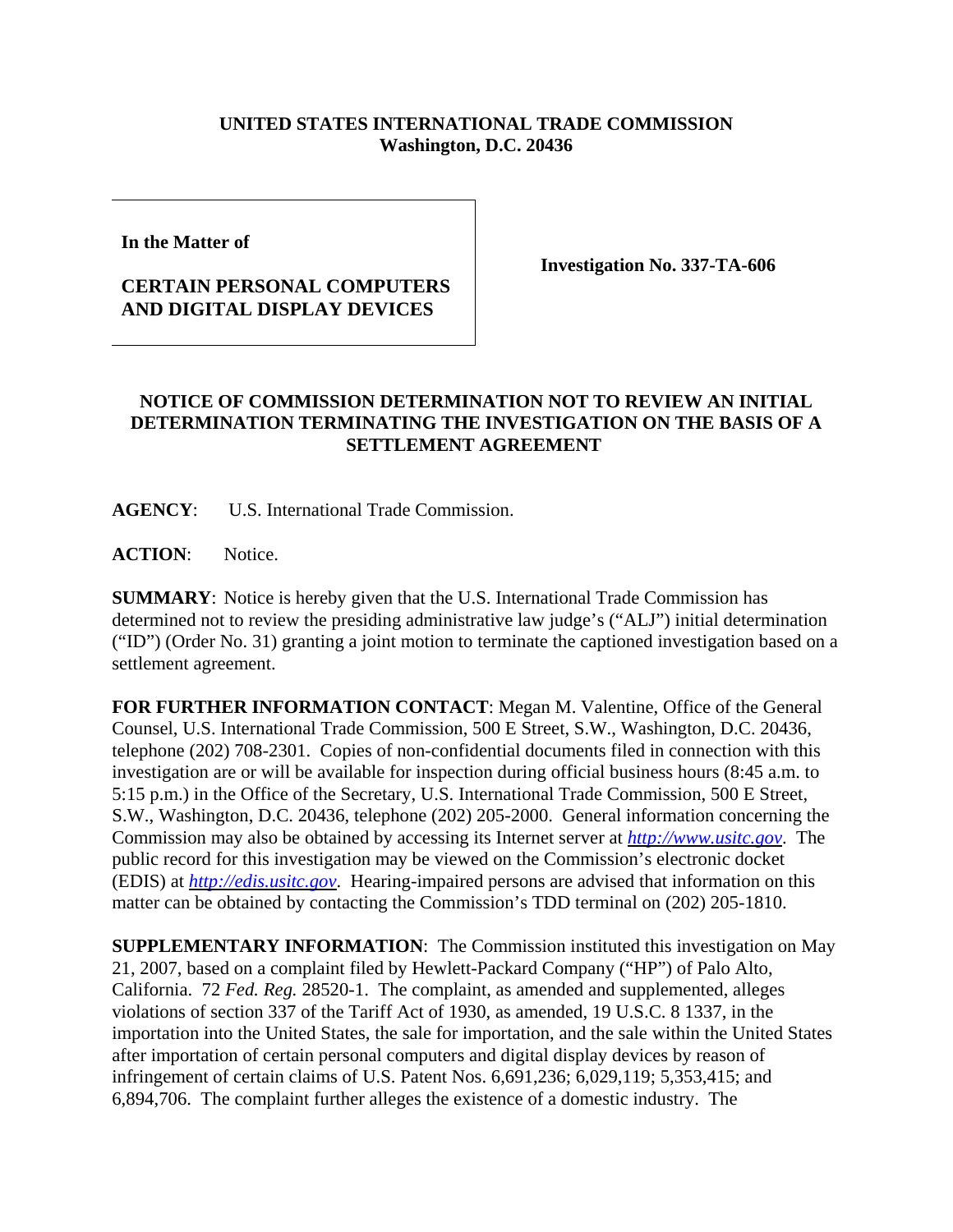**UNITED STATES INTERNATIONAL TRADE COMMISSION**
**Washington, D.C. 20436**

| **In the Matter of**<br><br>**CERTAIN PERSONAL COMPUTERS AND DIGITAL DISPLAY DEVICES** | **Investigation No. 337-TA-606** |
|---|---|

## NOTICE OF COMMISSION DETERMINATION NOT TO REVIEW AN INITIAL DETERMINATION TERMINATING THE INVESTIGATION ON THE BASIS OF A SETTLEMENT AGREEMENT

**AGENCY**: U.S. International Trade Commission.

**ACTION**: Notice.

**SUMMARY**: Notice is hereby given that the U.S. International Trade Commission has determined not to review the presiding administrative law judge's ("ALJ") initial determination ("ID") (Order No. 31) granting a joint motion to terminate the captioned investigation based on a settlement agreement.

**FOR FURTHER INFORMATION CONTACT**: Megan M. Valentine, Office of the General Counsel, U.S. International Trade Commission, 500 E Street, S.W., Washington, D.C. 20436, telephone (202) 708-2301. Copies of non-confidential documents filed in connection with this investigation are or will be available for inspection during official business hours (8:45 a.m. to 5:15 p.m.) in the Office of the Secretary, U.S. International Trade Commission, 500 E Street, S.W., Washington, D.C. 20436, telephone (202) 205-2000. General information concerning the Commission may also be obtained by accessing its Internet server at *http://www.usitc.gov*. The public record for this investigation may be viewed on the Commission's electronic docket (EDIS) at *http://edis.usitc.gov*. Hearing-impaired persons are advised that information on this matter can be obtained by contacting the Commission's TDD terminal on (202) 205-1810.

**SUPPLEMENTARY INFORMATION**: The Commission instituted this investigation on May 21, 2007, based on a complaint filed by Hewlett-Packard Company ("HP") of Palo Alto, California. 72 *Fed. Reg.* 28520-1. The complaint, as amended and supplemented, alleges violations of section 337 of the Tariff Act of 1930, as amended, 19 U.S.C. 8 1337, in the importation into the United States, the sale for importation, and the sale within the United States after importation of certain personal computers and digital display devices by reason of infringement of certain claims of U.S. Patent Nos. 6,691,236; 6,029,119; 5,353,415; and 6,894,706. The complaint further alleges the existence of a domestic industry. The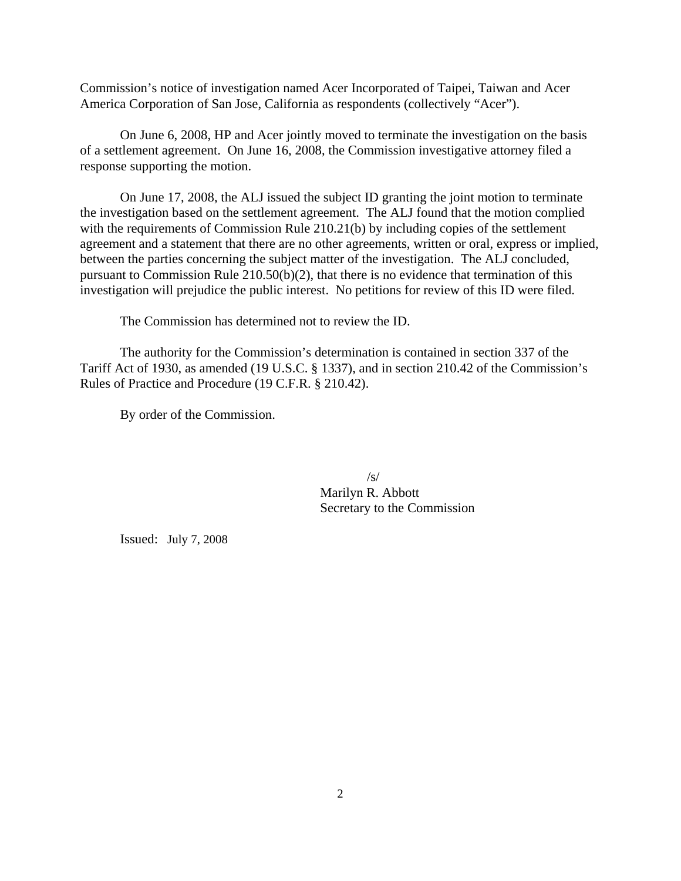Commission's notice of investigation named Acer Incorporated of Taipei, Taiwan and Acer America Corporation of San Jose, California as respondents (collectively "Acer").

On June 6, 2008, HP and Acer jointly moved to terminate the investigation on the basis of a settlement agreement. On June 16, 2008, the Commission investigative attorney filed a response supporting the motion.

On June 17, 2008, the ALJ issued the subject ID granting the joint motion to terminate the investigation based on the settlement agreement. The ALJ found that the motion complied with the requirements of Commission Rule 210.21(b) by including copies of the settlement agreement and a statement that there are no other agreements, written or oral, express or implied, between the parties concerning the subject matter of the investigation. The ALJ concluded, pursuant to Commission Rule 210.50(b)(2), that there is no evidence that termination of this investigation will prejudice the public interest. No petitions for review of this ID were filed.

The Commission has determined not to review the ID.

The authority for the Commission's determination is contained in section 337 of the Tariff Act of 1930, as amended (19 U.S.C. § 1337), and in section 210.42 of the Commission's Rules of Practice and Procedure (19 C.F.R. § 210.42).

By order of the Commission.

/s/
Marilyn R. Abbott
Secretary to the Commission

Issued: July 7, 2008